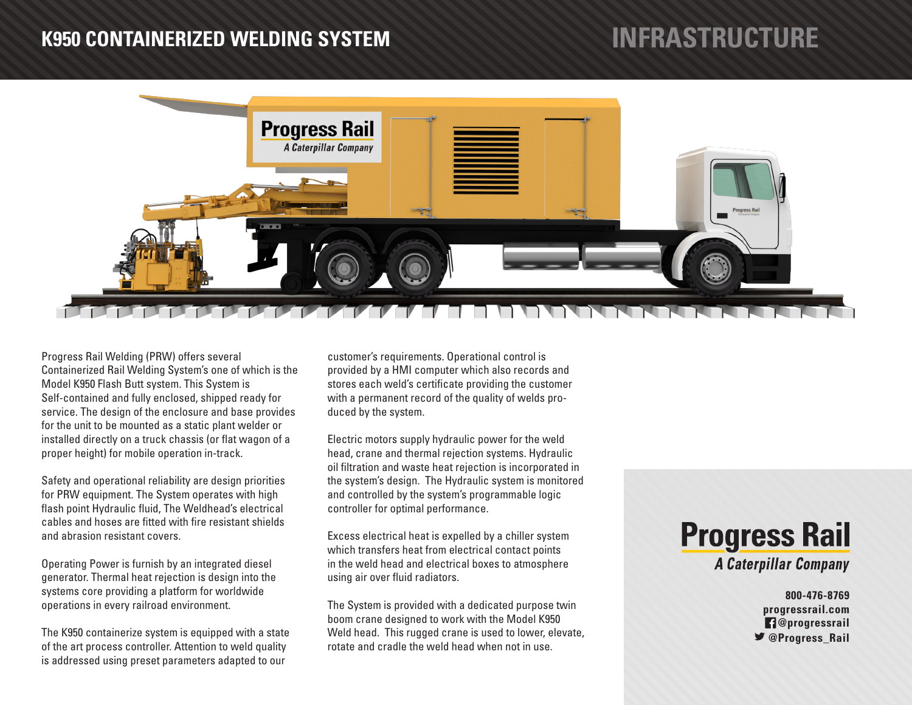# K950 CONTAINERIZED WELDING SYSTEM

## INFRASTRUCTURE

Progress Rail Welding (PRW) offers several Containerized Rail Welding System's one of which is the Model K950 Flash Butt system. This System is Self-contained and fully enclosed, shipped ready for service. The design of the enclosure and base provides for the unit to be mounted as a static plant welder or installed directly on a truck chassis (or flat wagon of a proper height) for mobile operation in-track.

Safety and operational reliability are design priorities for PRW equipment. The System operates with high flash point Hydraulic fluid, The Weldhead's electrical cables and hoses are fitted with fire resistant shields and abrasion resistant covers.

Operating Power is furnish by an integrated diesel generator. Thermal heat rejection is design into the systems core providing a platform for worldwide operations in every railroad environment.

The K950 containerize system is equipped with a state of the art process controller. Attention to weld quality is addressed using preset parameters adapted to our customer's requirements. Operational control is provided by a HMI computer which also records and stores each weld's certificate providing the customer with a permanent record of the quality of welds produced by the system.

Electric motors supply hydraulic power for the weld head, crane and thermal rejection systems. Hydraulic oil filtration and waste heat rejection is incorporated in the system's design. The Hydraulic system is monitored and controlled by the system's programmable logic controller for optimal performance.

Excess electrical heat is expelled by a chiller system which transfers heat from electrical contact points in the weld head and electrical boxes to atmosphere using air over fluid radiators.

The System is provided with a dedicated purpose twin boom crane designed to work with the Model K950 Weld head. This rugged crane is used to lower, elevate, rotate and cradle the weld head when not in use.

**Progress Rail**
*A Caterpillar Company*

**800-476-8769**
**progressrail.com**
**@progressrail**
**@Progress_Rail**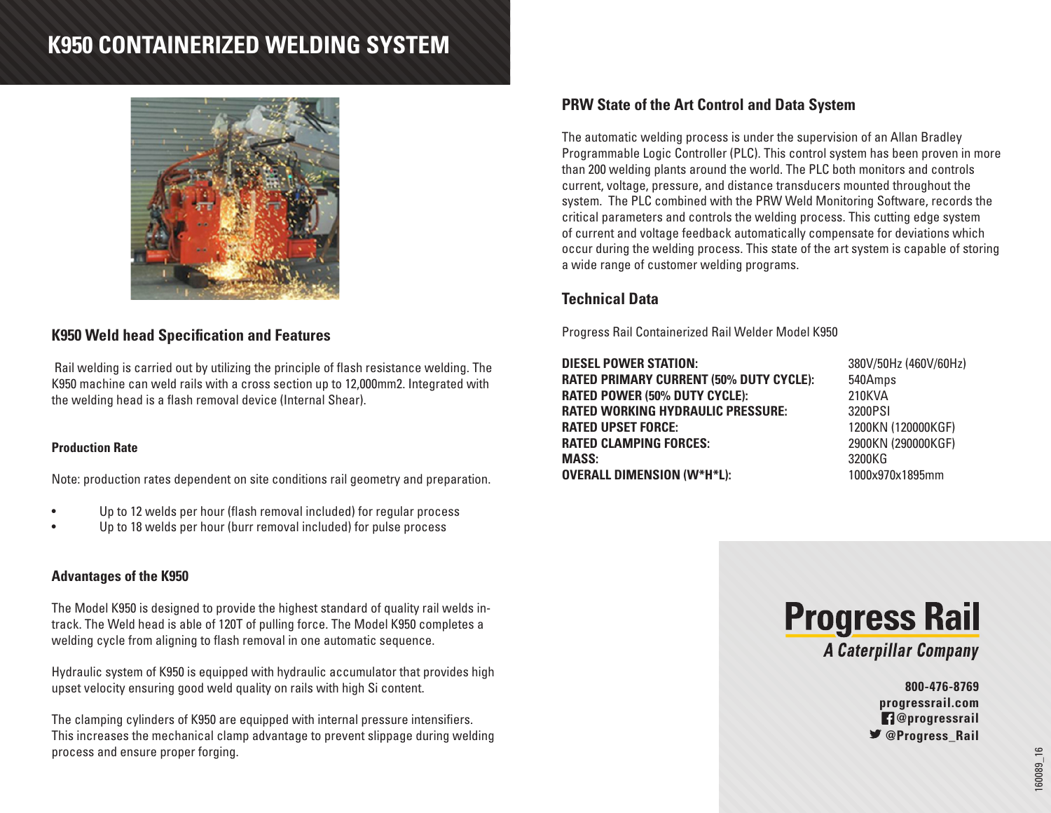# K950 CONTAINERIZED WELDING SYSTEM

## K950 Weld head Specification and Features

Rail welding is carried out by utilizing the principle of flash resistance welding. The K950 machine can weld rails with a cross section up to 12,000mm2. Integrated with the welding head is a flash removal device (Internal Shear).

### Production Rate

Note: production rates dependent on site conditions rail geometry and preparation.

- Up to 12 welds per hour (flash removal included) for regular process
- Up to 18 welds per hour (burr removal included) for pulse process

### Advantages of the K950

The Model K950 is designed to provide the highest standard of quality rail welds in-track. The Weld head is able of 120T of pulling force. The Model K950 completes a welding cycle from aligning to flash removal in one automatic sequence.

Hydraulic system of K950 is equipped with hydraulic accumulator that provides high upset velocity ensuring good weld quality on rails with high Si content.

The clamping cylinders of K950 are equipped with internal pressure intensifiers. This increases the mechanical clamp advantage to prevent slippage during welding process and ensure proper forging.

## PRW State of the Art Control and Data System

The automatic welding process is under the supervision of an Allan Bradley Programmable Logic Controller (PLC). This control system has been proven in more than 200 welding plants around the world. The PLC both monitors and controls current, voltage, pressure, and distance transducers mounted throughout the system. The PLC combined with the PRW Weld Monitoring Software, records the critical parameters and controls the welding process. This cutting edge system of current and voltage feedback automatically compensate for deviations which occur during the welding process. This state of the art system is capable of storing a wide range of customer welding programs.

## Technical Data

Progress Rail Containerized Rail Welder Model K950

| | |
|---|---|
| **DIESEL POWER STATION:** | 380V/50Hz (460V/60Hz) |
| **RATED PRIMARY CURRENT (50% DUTY CYCLE):** | 540Amps |
| **RATED POWER (50% DUTY CYCLE):** | 210KVA |
| **RATED WORKING HYDRAULIC PRESSURE:** | 3200PSI |
| **RATED UPSET FORCE:** | 1200KN (120000KGF) |
| **RATED CLAMPING FORCES:** | 2900KN (290000KGF) |
| **MASS:** | 3200KG |
| **OVERALL DIMENSION (W*H*L):** | 1000x970x1895mm |

**Progress Rail**
*A Caterpillar Company*

**800-476-8769**
**progressrail.com**
**@progressrail**
**@Progress_Rail**

160089_16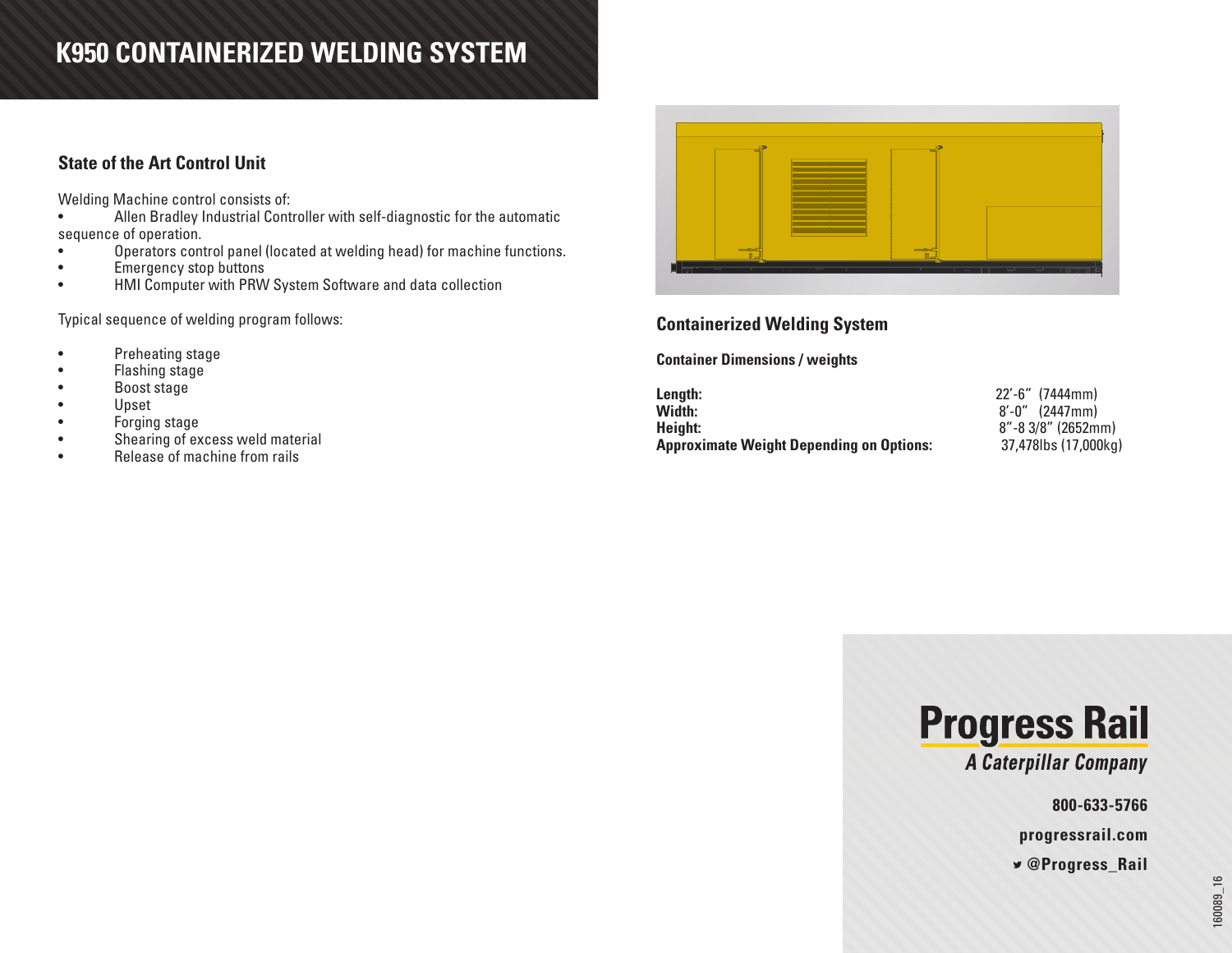# K950 CONTAINERIZED WELDING SYSTEM

## State of the Art Control Unit

Welding Machine control consists of:

- Allen Bradley Industrial Controller with self-diagnostic for the automatic sequence of operation.
- Operators control panel (located at welding head) for machine functions.
- Emergency stop buttons
- HMI Computer with PRW System Software and data collection

Typical sequence of welding program follows:

- Preheating stage
- Flashing stage
- Boost stage
- Upset
- Forging stage
- Shearing of excess weld material
- Release of machine from rails

## Containerized Welding System

**Container Dimensions / weights**

| | |
|---|---|
| **Length:** | 22'-6" (7444mm) |
| **Width:** | 8'-0" (2447mm) |
| **Height:** | 8"-8 3/8" (2652mm) |
| **Approximate Weight Depending on Options:** | 37,478lbs (17,000kg) |

**Progress Rail**

*A Caterpillar Company*

**800-633-5766**

**progressrail.com**

**@Progress_Rail**

160089_16